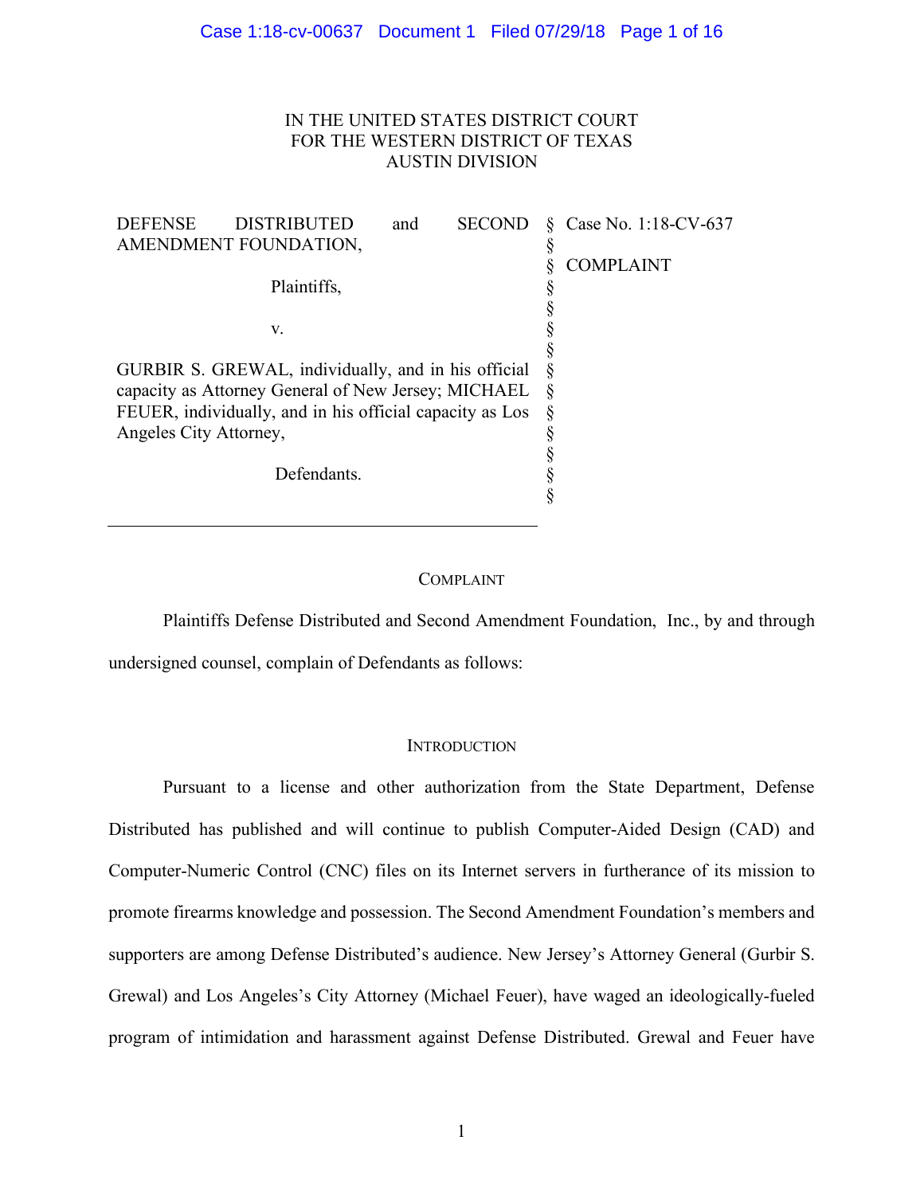IN THE UNITED STATES DISTRICT COURT
FOR THE WESTERN DISTRICT OF TEXAS
AUSTIN DIVISION

| | | |
|---|---|---|
| DEFENSE DISTRIBUTED and SECOND AMENDMENT FOUNDATION,<br><br>Plaintiffs,<br><br>v.<br><br>GURBIR S. GREWAL, individually, and in his official capacity as Attorney General of New Jersey; MICHAEL FEUER, individually, and in his official capacity as Los Angeles City Attorney,<br><br>Defendants. | § | Case No. 1:18-CV-637<br><br>COMPLAINT |

## COMPLAINT

Plaintiffs Defense Distributed and Second Amendment Foundation, Inc., by and through undersigned counsel, complain of Defendants as follows:

## INTRODUCTION

Pursuant to a license and other authorization from the State Department, Defense Distributed has published and will continue to publish Computer-Aided Design (CAD) and Computer-Numeric Control (CNC) files on its Internet servers in furtherance of its mission to promote firearms knowledge and possession. The Second Amendment Foundation's members and supporters are among Defense Distributed's audience. New Jersey's Attorney General (Gurbir S. Grewal) and Los Angeles's City Attorney (Michael Feuer), have waged an ideologically-fueled program of intimidation and harassment against Defense Distributed. Grewal and Feuer have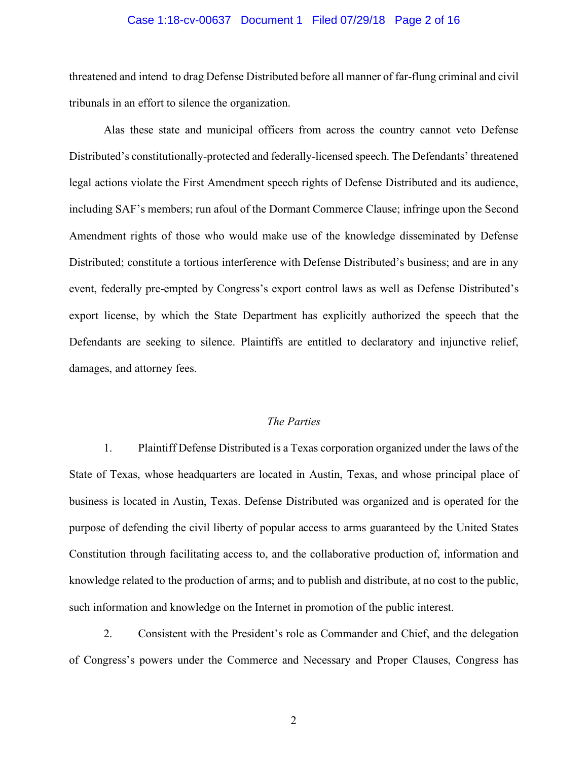threatened and intend to drag Defense Distributed before all manner of far-flung criminal and civil tribunals in an effort to silence the organization.

Alas these state and municipal officers from across the country cannot veto Defense Distributed's constitutionally-protected and federally-licensed speech. The Defendants' threatened legal actions violate the First Amendment speech rights of Defense Distributed and its audience, including SAF's members; run afoul of the Dormant Commerce Clause; infringe upon the Second Amendment rights of those who would make use of the knowledge disseminated by Defense Distributed; constitute a tortious interference with Defense Distributed's business; and are in any event, federally pre-empted by Congress's export control laws as well as Defense Distributed's export license, by which the State Department has explicitly authorized the speech that the Defendants are seeking to silence. Plaintiffs are entitled to declaratory and injunctive relief, damages, and attorney fees.

## *The Parties*

1. Plaintiff Defense Distributed is a Texas corporation organized under the laws of the State of Texas, whose headquarters are located in Austin, Texas, and whose principal place of business is located in Austin, Texas. Defense Distributed was organized and is operated for the purpose of defending the civil liberty of popular access to arms guaranteed by the United States Constitution through facilitating access to, and the collaborative production of, information and knowledge related to the production of arms; and to publish and distribute, at no cost to the public, such information and knowledge on the Internet in promotion of the public interest.

2. Consistent with the President's role as Commander and Chief, and the delegation of Congress's powers under the Commerce and Necessary and Proper Clauses, Congress has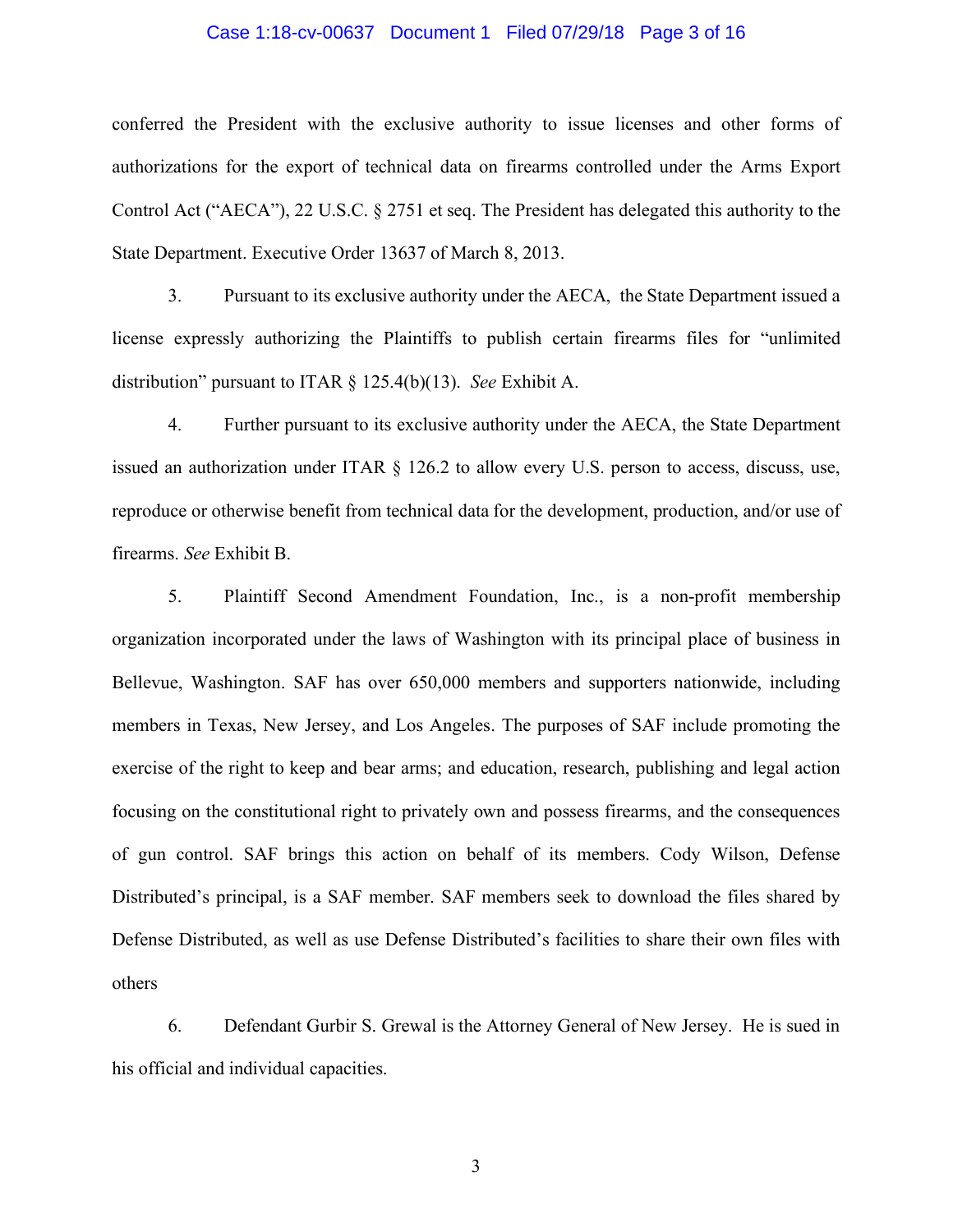conferred the President with the exclusive authority to issue licenses and other forms of authorizations for the export of technical data on firearms controlled under the Arms Export Control Act ("AECA"), 22 U.S.C. § 2751 et seq. The President has delegated this authority to the State Department. Executive Order 13637 of March 8, 2013.

3. Pursuant to its exclusive authority under the AECA, the State Department issued a license expressly authorizing the Plaintiffs to publish certain firearms files for "unlimited distribution" pursuant to ITAR § 125.4(b)(13). *See* Exhibit A.

4. Further pursuant to its exclusive authority under the AECA, the State Department issued an authorization under ITAR § 126.2 to allow every U.S. person to access, discuss, use, reproduce or otherwise benefit from technical data for the development, production, and/or use of firearms. *See* Exhibit B.

5. Plaintiff Second Amendment Foundation, Inc., is a non-profit membership organization incorporated under the laws of Washington with its principal place of business in Bellevue, Washington. SAF has over 650,000 members and supporters nationwide, including members in Texas, New Jersey, and Los Angeles. The purposes of SAF include promoting the exercise of the right to keep and bear arms; and education, research, publishing and legal action focusing on the constitutional right to privately own and possess firearms, and the consequences of gun control. SAF brings this action on behalf of its members. Cody Wilson, Defense Distributed's principal, is a SAF member. SAF members seek to download the files shared by Defense Distributed, as well as use Defense Distributed's facilities to share their own files with others

6. Defendant Gurbir S. Grewal is the Attorney General of New Jersey. He is sued in his official and individual capacities.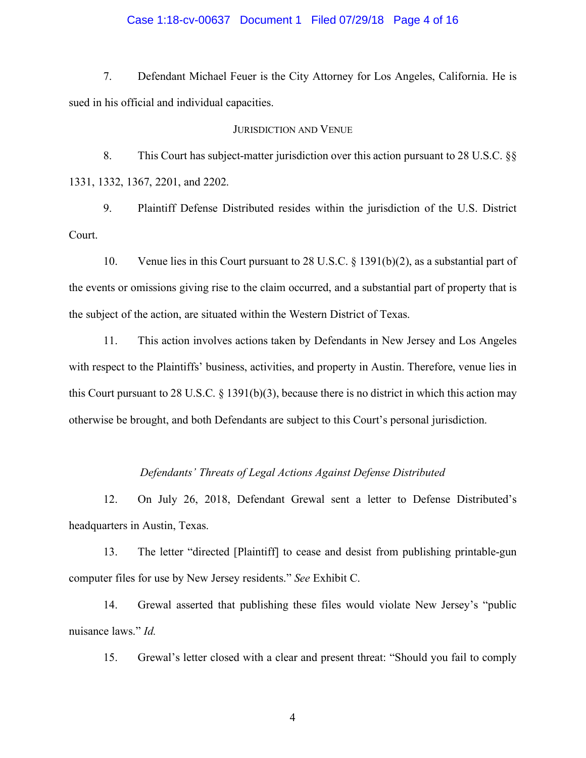7. Defendant Michael Feuer is the City Attorney for Los Angeles, California. He is sued in his official and individual capacities.

## Jurisdiction and Venue

8. This Court has subject-matter jurisdiction over this action pursuant to 28 U.S.C. §§ 1331, 1332, 1367, 2201, and 2202.

9. Plaintiff Defense Distributed resides within the jurisdiction of the U.S. District Court.

10. Venue lies in this Court pursuant to 28 U.S.C. § 1391(b)(2), as a substantial part of the events or omissions giving rise to the claim occurred, and a substantial part of property that is the subject of the action, are situated within the Western District of Texas.

11. This action involves actions taken by Defendants in New Jersey and Los Angeles with respect to the Plaintiffs' business, activities, and property in Austin. Therefore, venue lies in this Court pursuant to 28 U.S.C. § 1391(b)(3), because there is no district in which this action may otherwise be brought, and both Defendants are subject to this Court's personal jurisdiction.

### *Defendants' Threats of Legal Actions Against Defense Distributed*

12. On July 26, 2018, Defendant Grewal sent a letter to Defense Distributed's headquarters in Austin, Texas.

13. The letter "directed [Plaintiff] to cease and desist from publishing printable-gun computer files for use by New Jersey residents." *See* Exhibit C.

14. Grewal asserted that publishing these files would violate New Jersey's "public nuisance laws." *Id.*

15. Grewal's letter closed with a clear and present threat: "Should you fail to comply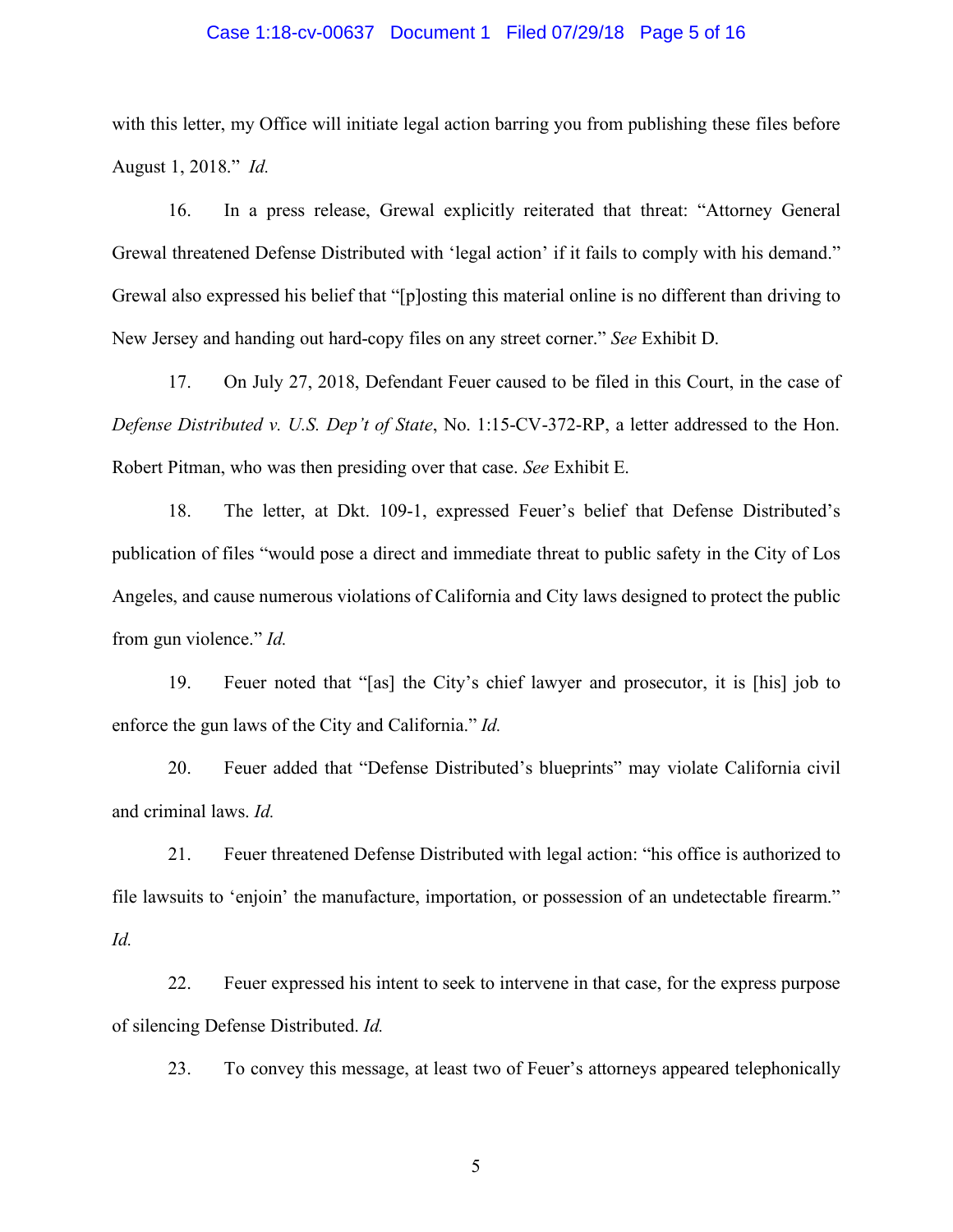with this letter, my Office will initiate legal action barring you from publishing these files before August 1, 2018." *Id.*

16. In a press release, Grewal explicitly reiterated that threat: "Attorney General Grewal threatened Defense Distributed with 'legal action' if it fails to comply with his demand." Grewal also expressed his belief that "[p]osting this material online is no different than driving to New Jersey and handing out hard-copy files on any street corner." *See* Exhibit D.

17. On July 27, 2018, Defendant Feuer caused to be filed in this Court, in the case of *Defense Distributed v. U.S. Dep't of State*, No. 1:15-CV-372-RP, a letter addressed to the Hon. Robert Pitman, who was then presiding over that case. *See* Exhibit E.

18. The letter, at Dkt. 109-1, expressed Feuer's belief that Defense Distributed's publication of files "would pose a direct and immediate threat to public safety in the City of Los Angeles, and cause numerous violations of California and City laws designed to protect the public from gun violence." *Id.*

19. Feuer noted that "[as] the City's chief lawyer and prosecutor, it is [his] job to enforce the gun laws of the City and California." *Id.*

20. Feuer added that "Defense Distributed's blueprints" may violate California civil and criminal laws. *Id.*

21. Feuer threatened Defense Distributed with legal action: "his office is authorized to file lawsuits to 'enjoin' the manufacture, importation, or possession of an undetectable firearm." *Id.*

22. Feuer expressed his intent to seek to intervene in that case, for the express purpose of silencing Defense Distributed. *Id.*

23. To convey this message, at least two of Feuer's attorneys appeared telephonically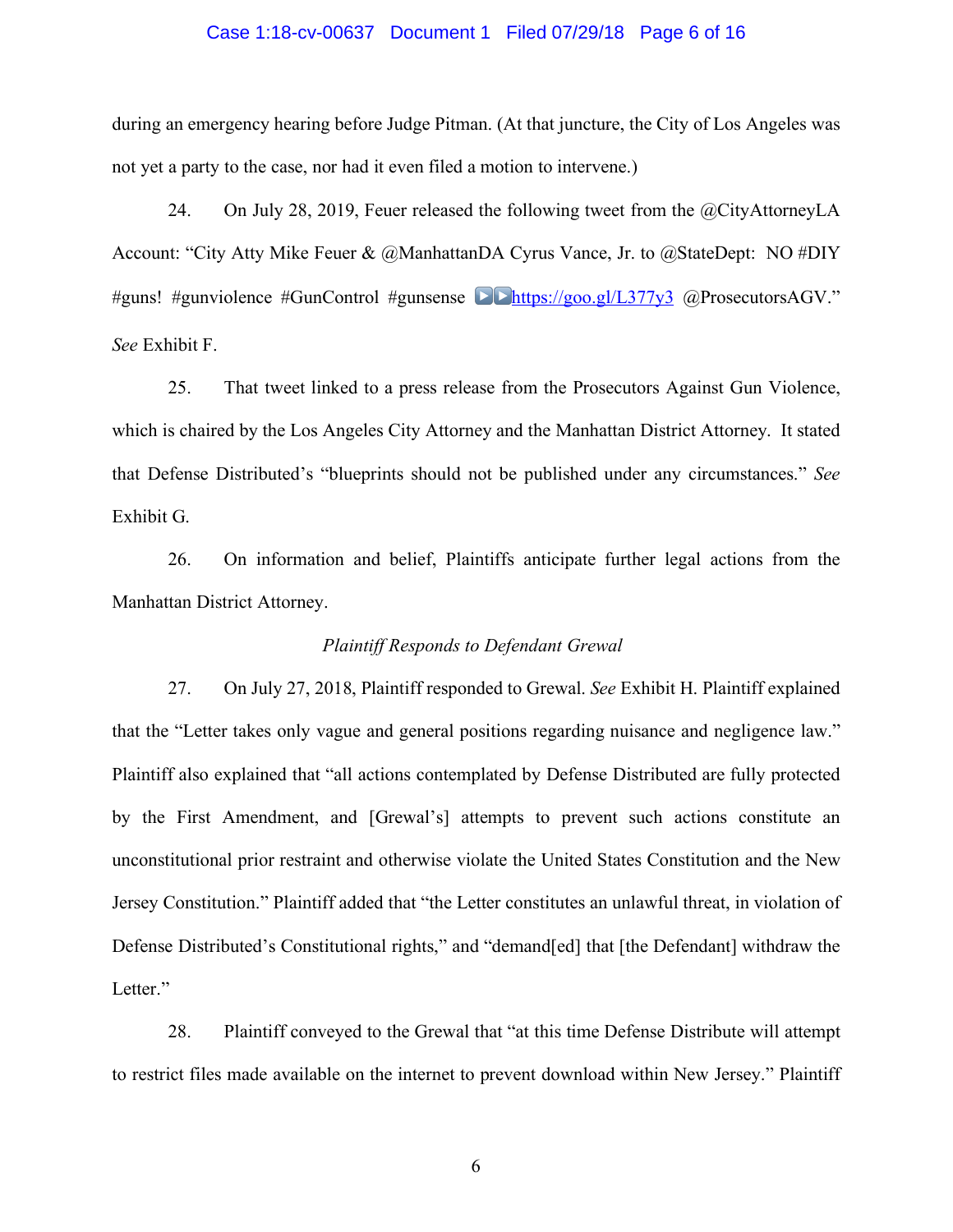during an emergency hearing before Judge Pitman. (At that juncture, the City of Los Angeles was not yet a party to the case, nor had it even filed a motion to intervene.)

24. On July 28, 2019, Feuer released the following tweet from the @CityAttorneyLA Account: "City Atty Mike Feuer & @ManhattanDA Cyrus Vance, Jr. to @StateDept: NO #DIY #guns! #gunviolence #GunControl #gunsense ▶▶https://goo.gl/L377y3 @ProsecutorsAGV." *See* Exhibit F.

25. That tweet linked to a press release from the Prosecutors Against Gun Violence, which is chaired by the Los Angeles City Attorney and the Manhattan District Attorney. It stated that Defense Distributed's "blueprints should not be published under any circumstances." *See* Exhibit G.

26. On information and belief, Plaintiffs anticipate further legal actions from the Manhattan District Attorney.

*Plaintiff Responds to Defendant Grewal*

27. On July 27, 2018, Plaintiff responded to Grewal. *See* Exhibit H. Plaintiff explained that the "Letter takes only vague and general positions regarding nuisance and negligence law." Plaintiff also explained that "all actions contemplated by Defense Distributed are fully protected by the First Amendment, and [Grewal's] attempts to prevent such actions constitute an unconstitutional prior restraint and otherwise violate the United States Constitution and the New Jersey Constitution." Plaintiff added that "the Letter constitutes an unlawful threat, in violation of Defense Distributed's Constitutional rights," and "demand[ed] that [the Defendant] withdraw the Letter."

28. Plaintiff conveyed to the Grewal that "at this time Defense Distribute will attempt to restrict files made available on the internet to prevent download within New Jersey." Plaintiff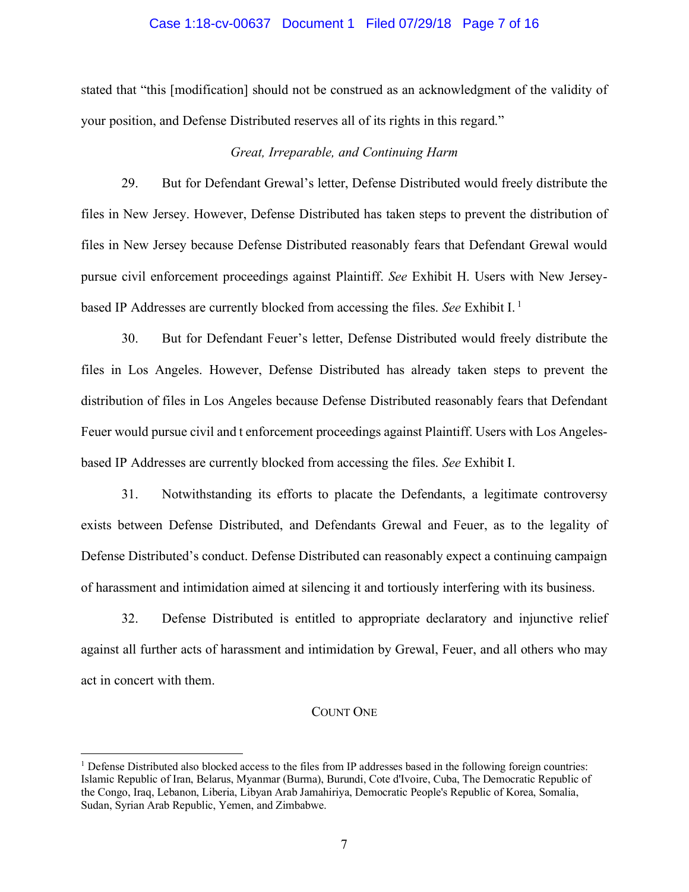stated that "this [modification] should not be construed as an acknowledgment of the validity of your position, and Defense Distributed reserves all of its rights in this regard."

*Great, Irreparable, and Continuing Harm*

29. But for Defendant Grewal's letter, Defense Distributed would freely distribute the files in New Jersey. However, Defense Distributed has taken steps to prevent the distribution of files in New Jersey because Defense Distributed reasonably fears that Defendant Grewal would pursue civil enforcement proceedings against Plaintiff. *See* Exhibit H. Users with New Jersey-based IP Addresses are currently blocked from accessing the files. *See* Exhibit I.[1]

30. But for Defendant Feuer's letter, Defense Distributed would freely distribute the files in Los Angeles. However, Defense Distributed has already taken steps to prevent the distribution of files in Los Angeles because Defense Distributed reasonably fears that Defendant Feuer would pursue civil and t enforcement proceedings against Plaintiff. Users with Los Angeles-based IP Addresses are currently blocked from accessing the files. *See* Exhibit I.

31. Notwithstanding its efforts to placate the Defendants, a legitimate controversy exists between Defense Distributed, and Defendants Grewal and Feuer, as to the legality of Defense Distributed's conduct. Defense Distributed can reasonably expect a continuing campaign of harassment and intimidation aimed at silencing it and tortiously interfering with its business.

32. Defense Distributed is entitled to appropriate declaratory and injunctive relief against all further acts of harassment and intimidation by Grewal, Feuer, and all others who may act in concert with them.

COUNT ONE

---

[1] Defense Distributed also blocked access to the files from IP addresses based in the following foreign countries: Islamic Republic of Iran, Belarus, Myanmar (Burma), Burundi, Cote d'Ivoire, Cuba, The Democratic Republic of the Congo, Iraq, Lebanon, Liberia, Libyan Arab Jamahiriya, Democratic People's Republic of Korea, Somalia, Sudan, Syrian Arab Republic, Yemen, and Zimbabwe.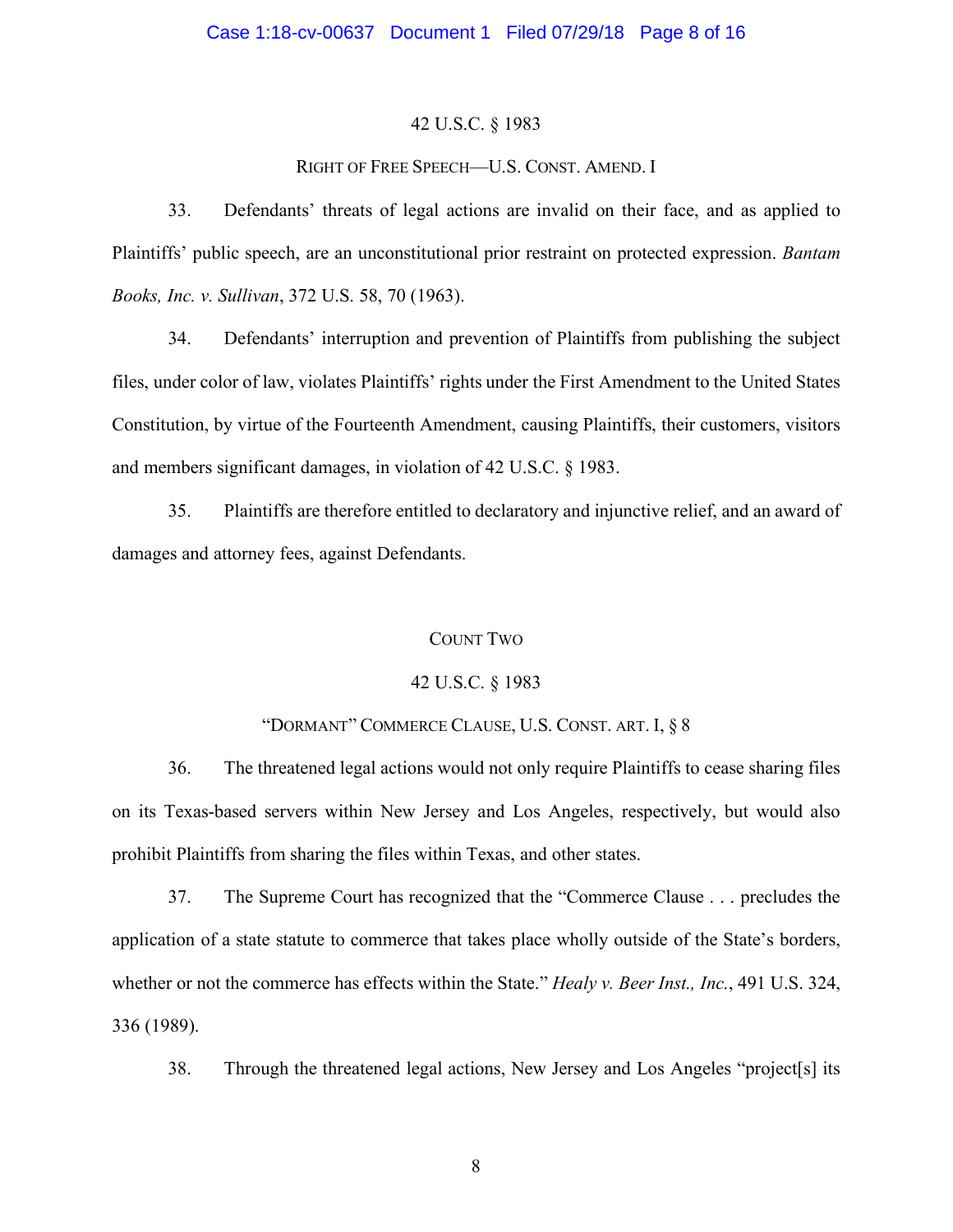42 U.S.C. § 1983

RIGHT OF FREE SPEECH—U.S. CONST. AMEND. I

33. Defendants' threats of legal actions are invalid on their face, and as applied to Plaintiffs' public speech, are an unconstitutional prior restraint on protected expression. *Bantam Books, Inc. v. Sullivan*, 372 U.S. 58, 70 (1963).

34. Defendants' interruption and prevention of Plaintiffs from publishing the subject files, under color of law, violates Plaintiffs' rights under the First Amendment to the United States Constitution, by virtue of the Fourteenth Amendment, causing Plaintiffs, their customers, visitors and members significant damages, in violation of 42 U.S.C. § 1983.

35. Plaintiffs are therefore entitled to declaratory and injunctive relief, and an award of damages and attorney fees, against Defendants.

COUNT TWO

42 U.S.C. § 1983

"DORMANT" COMMERCE CLAUSE, U.S. CONST. ART. I, § 8

36. The threatened legal actions would not only require Plaintiffs to cease sharing files on its Texas-based servers within New Jersey and Los Angeles, respectively, but would also prohibit Plaintiffs from sharing the files within Texas, and other states.

37. The Supreme Court has recognized that the "Commerce Clause . . . precludes the application of a state statute to commerce that takes place wholly outside of the State's borders, whether or not the commerce has effects within the State." *Healy v. Beer Inst., Inc.*, 491 U.S. 324, 336 (1989).

38. Through the threatened legal actions, New Jersey and Los Angeles "project[s] its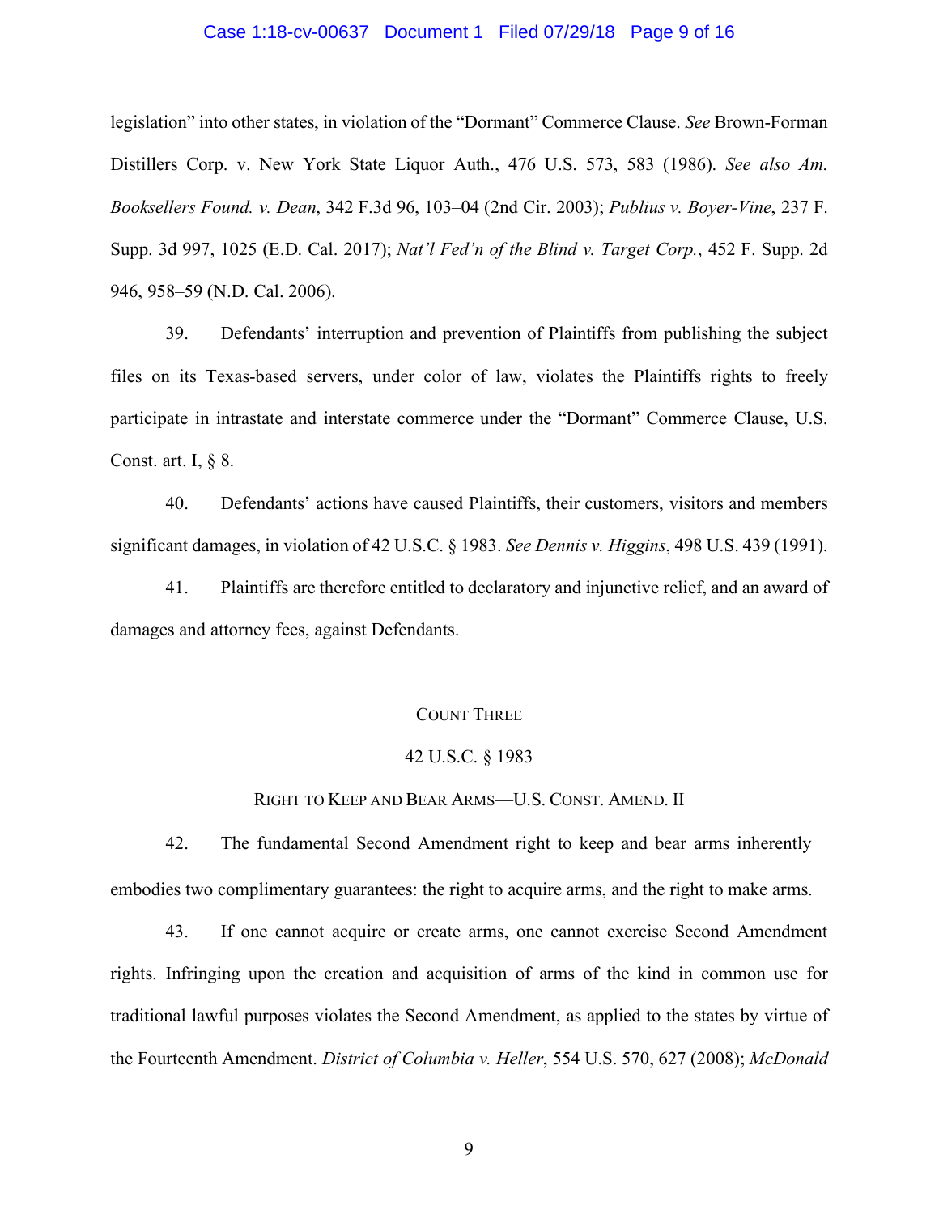legislation" into other states, in violation of the "Dormant" Commerce Clause. *See* Brown-Forman Distillers Corp. v. New York State Liquor Auth., 476 U.S. 573, 583 (1986). *See also Am. Booksellers Found. v. Dean*, 342 F.3d 96, 103–04 (2nd Cir. 2003); *Publius v. Boyer-Vine*, 237 F. Supp. 3d 997, 1025 (E.D. Cal. 2017); *Nat'l Fed'n of the Blind v. Target Corp.*, 452 F. Supp. 2d 946, 958–59 (N.D. Cal. 2006).

39. Defendants' interruption and prevention of Plaintiffs from publishing the subject files on its Texas-based servers, under color of law, violates the Plaintiffs rights to freely participate in intrastate and interstate commerce under the "Dormant" Commerce Clause, U.S. Const. art. I, § 8.

40. Defendants' actions have caused Plaintiffs, their customers, visitors and members significant damages, in violation of 42 U.S.C. § 1983. *See Dennis v. Higgins*, 498 U.S. 439 (1991).

41. Plaintiffs are therefore entitled to declaratory and injunctive relief, and an award of damages and attorney fees, against Defendants.

## Count Three

## 42 U.S.C. § 1983

## Right to Keep and Bear Arms—U.S. Const. Amend. II

42. The fundamental Second Amendment right to keep and bear arms inherently embodies two complimentary guarantees: the right to acquire arms, and the right to make arms.

43. If one cannot acquire or create arms, one cannot exercise Second Amendment rights. Infringing upon the creation and acquisition of arms of the kind in common use for traditional lawful purposes violates the Second Amendment, as applied to the states by virtue of the Fourteenth Amendment. *District of Columbia v. Heller*, 554 U.S. 570, 627 (2008); *McDonald*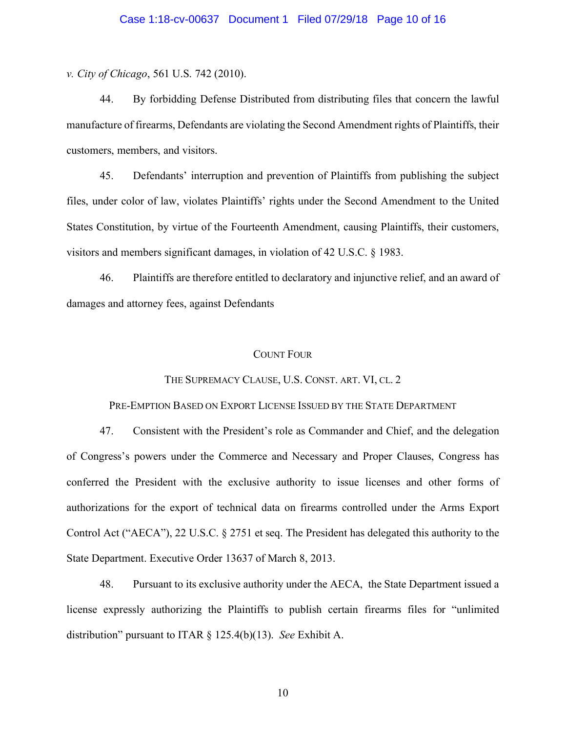*v. City of Chicago*, 561 U.S. 742 (2010).

44. By forbidding Defense Distributed from distributing files that concern the lawful manufacture of firearms, Defendants are violating the Second Amendment rights of Plaintiffs, their customers, members, and visitors.

45. Defendants' interruption and prevention of Plaintiffs from publishing the subject files, under color of law, violates Plaintiffs' rights under the Second Amendment to the United States Constitution, by virtue of the Fourteenth Amendment, causing Plaintiffs, their customers, visitors and members significant damages, in violation of 42 U.S.C. § 1983.

46. Plaintiffs are therefore entitled to declaratory and injunctive relief, and an award of damages and attorney fees, against Defendants

## COUNT FOUR

### THE SUPREMACY CLAUSE, U.S. CONST. ART. VI, CL. 2

### PRE-EMPTION BASED ON EXPORT LICENSE ISSUED BY THE STATE DEPARTMENT

47. Consistent with the President's role as Commander and Chief, and the delegation of Congress's powers under the Commerce and Necessary and Proper Clauses, Congress has conferred the President with the exclusive authority to issue licenses and other forms of authorizations for the export of technical data on firearms controlled under the Arms Export Control Act ("AECA"), 22 U.S.C. § 2751 et seq. The President has delegated this authority to the State Department. Executive Order 13637 of March 8, 2013.

48. Pursuant to its exclusive authority under the AECA, the State Department issued a license expressly authorizing the Plaintiffs to publish certain firearms files for "unlimited distribution" pursuant to ITAR § 125.4(b)(13). *See* Exhibit A.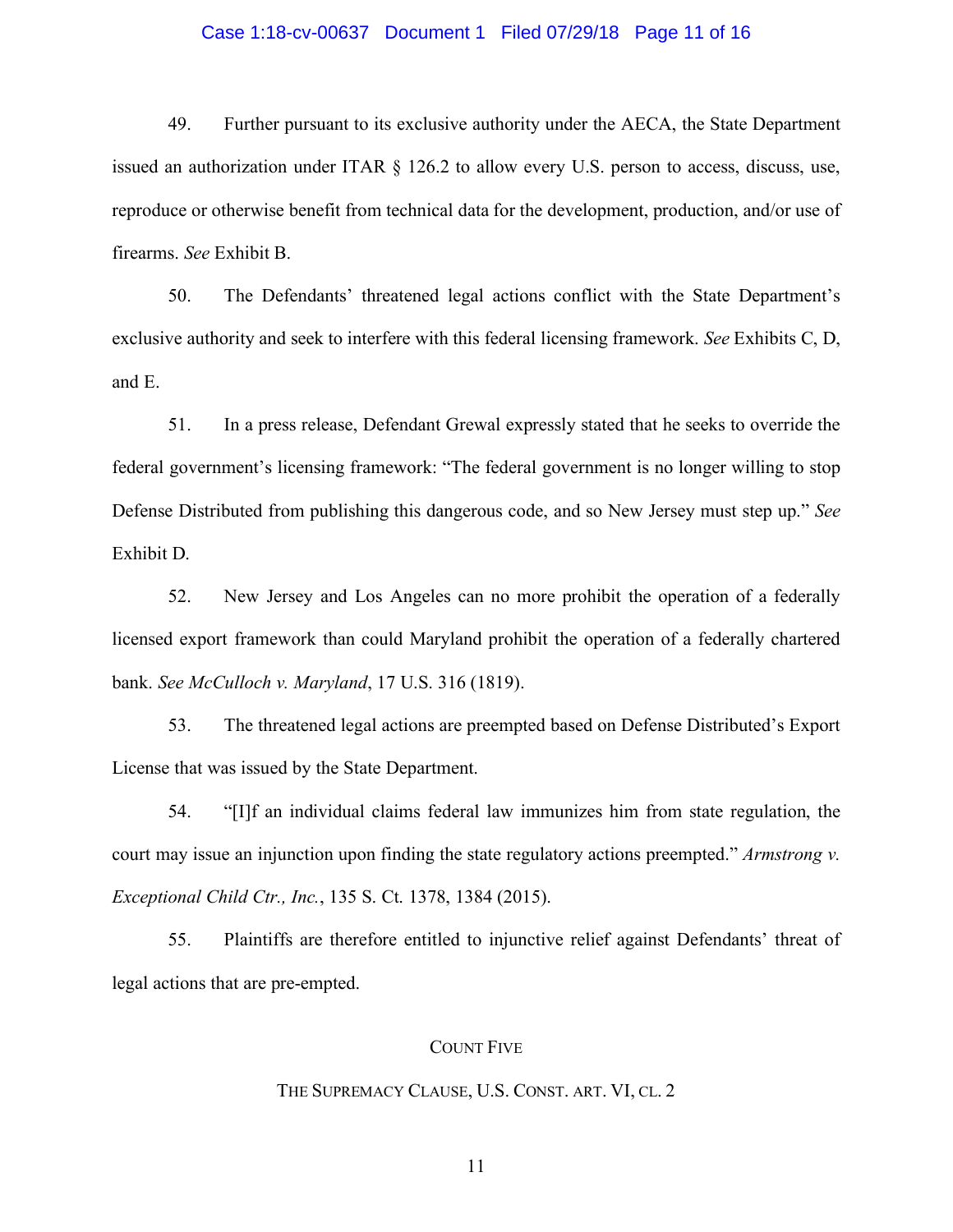49. Further pursuant to its exclusive authority under the AECA, the State Department issued an authorization under ITAR § 126.2 to allow every U.S. person to access, discuss, use, reproduce or otherwise benefit from technical data for the development, production, and/or use of firearms. *See* Exhibit B.

50. The Defendants' threatened legal actions conflict with the State Department's exclusive authority and seek to interfere with this federal licensing framework. *See* Exhibits C, D, and E.

51. In a press release, Defendant Grewal expressly stated that he seeks to override the federal government's licensing framework: "The federal government is no longer willing to stop Defense Distributed from publishing this dangerous code, and so New Jersey must step up." *See* Exhibit D.

52. New Jersey and Los Angeles can no more prohibit the operation of a federally licensed export framework than could Maryland prohibit the operation of a federally chartered bank. *See McCulloch v. Maryland*, 17 U.S. 316 (1819).

53. The threatened legal actions are preempted based on Defense Distributed's Export License that was issued by the State Department.

54. "[I]f an individual claims federal law immunizes him from state regulation, the court may issue an injunction upon finding the state regulatory actions preempted." *Armstrong v. Exceptional Child Ctr., Inc.*, 135 S. Ct. 1378, 1384 (2015).

55. Plaintiffs are therefore entitled to injunctive relief against Defendants' threat of legal actions that are pre-empted.

## COUNT FIVE

## THE SUPREMACY CLAUSE, U.S. CONST. ART. VI, CL. 2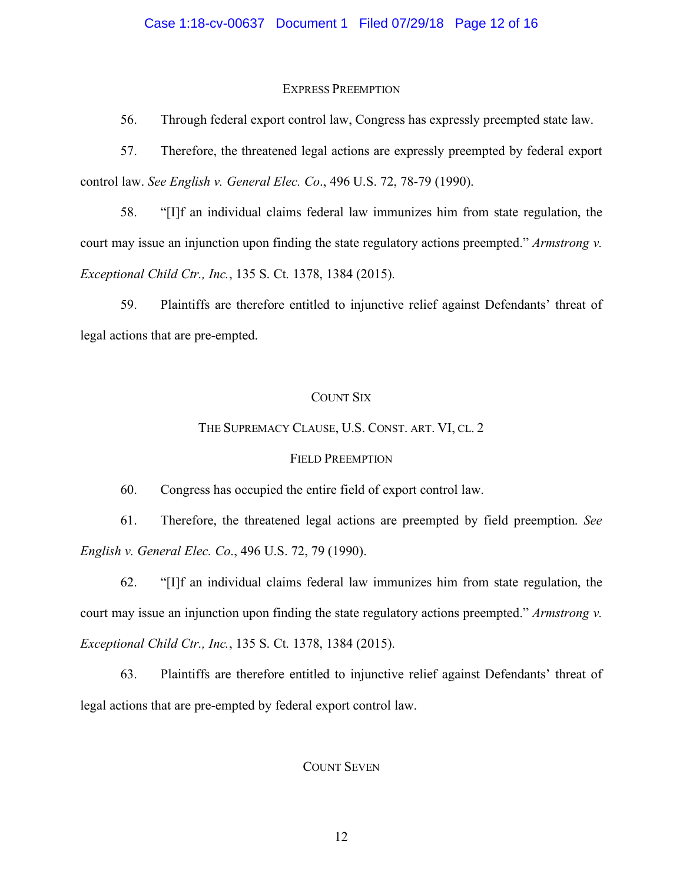### Express Preemption

56. Through federal export control law, Congress has expressly preempted state law.

57. Therefore, the threatened legal actions are expressly preempted by federal export control law. *See English v. General Elec. Co*., 496 U.S. 72, 78-79 (1990).

58. "[I]f an individual claims federal law immunizes him from state regulation, the court may issue an injunction upon finding the state regulatory actions preempted." *Armstrong v. Exceptional Child Ctr., Inc.*, 135 S. Ct. 1378, 1384 (2015).

59. Plaintiffs are therefore entitled to injunctive relief against Defendants' threat of legal actions that are pre-empted.

## Count Six

### The Supremacy Clause, U.S. Const. art. VI, cl. 2

### Field Preemption

60. Congress has occupied the entire field of export control law.

61. Therefore, the threatened legal actions are preempted by field preemption. *See English v. General Elec. Co*., 496 U.S. 72, 79 (1990).

62. "[I]f an individual claims federal law immunizes him from state regulation, the court may issue an injunction upon finding the state regulatory actions preempted." *Armstrong v. Exceptional Child Ctr., Inc.*, 135 S. Ct. 1378, 1384 (2015).

63. Plaintiffs are therefore entitled to injunctive relief against Defendants' threat of legal actions that are pre-empted by federal export control law.

## Count Seven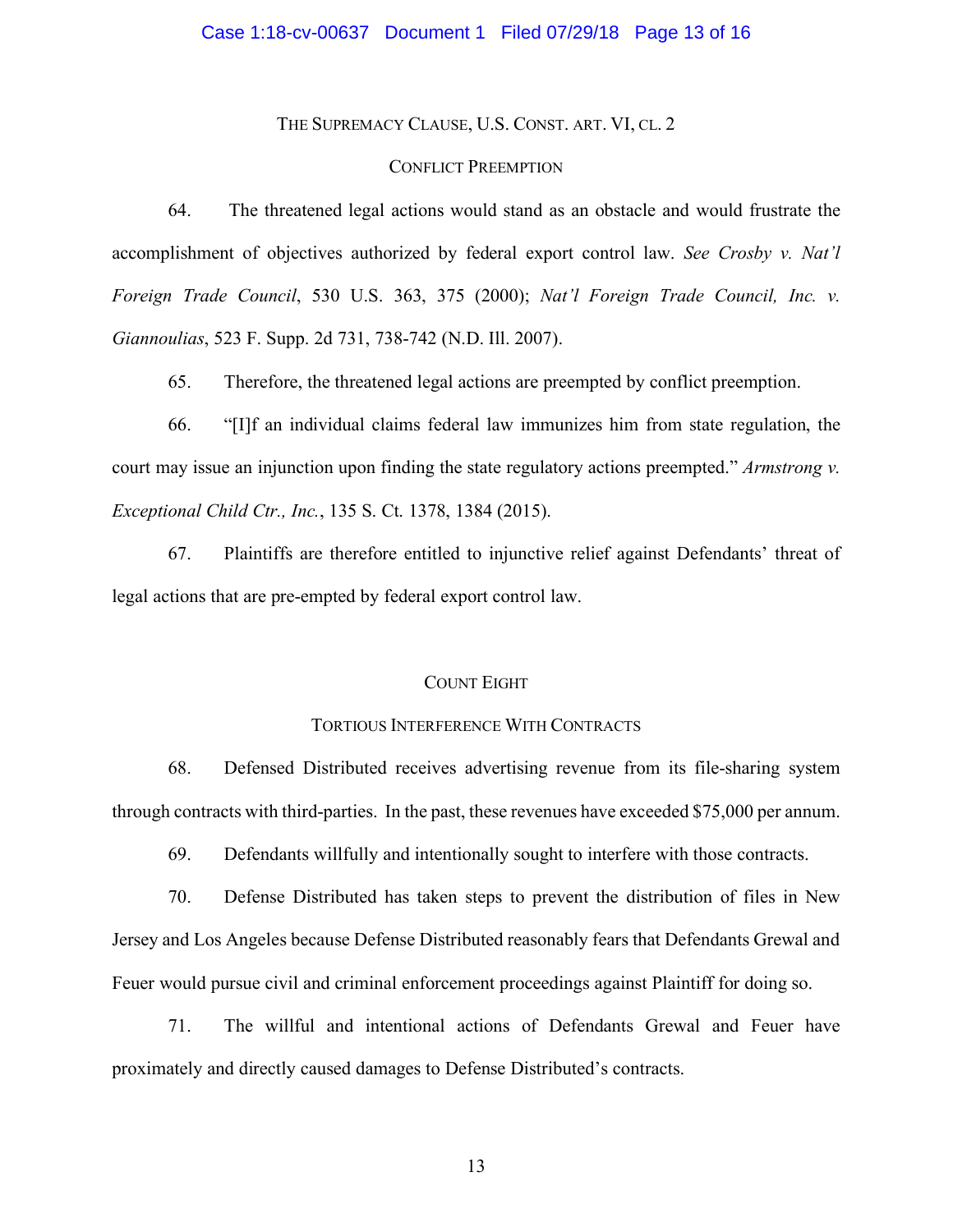### The Supremacy Clause, U.S. Const. art. VI, cl. 2

### Conflict Preemption

64. The threatened legal actions would stand as an obstacle and would frustrate the accomplishment of objectives authorized by federal export control law. *See Crosby v. Nat'l Foreign Trade Council*, 530 U.S. 363, 375 (2000); *Nat'l Foreign Trade Council, Inc. v. Giannoulias*, 523 F. Supp. 2d 731, 738-742 (N.D. Ill. 2007).

65. Therefore, the threatened legal actions are preempted by conflict preemption.

66. "[I]f an individual claims federal law immunizes him from state regulation, the court may issue an injunction upon finding the state regulatory actions preempted." *Armstrong v. Exceptional Child Ctr., Inc.*, 135 S. Ct. 1378, 1384 (2015).

67. Plaintiffs are therefore entitled to injunctive relief against Defendants' threat of legal actions that are pre-empted by federal export control law.

## Count Eight

### Tortious Interference With Contracts

68. Defensed Distributed receives advertising revenue from its file-sharing system through contracts with third-parties. In the past, these revenues have exceeded $75,000 per annum.

69. Defendants willfully and intentionally sought to interfere with those contracts.

70. Defense Distributed has taken steps to prevent the distribution of files in New Jersey and Los Angeles because Defense Distributed reasonably fears that Defendants Grewal and Feuer would pursue civil and criminal enforcement proceedings against Plaintiff for doing so.

71. The willful and intentional actions of Defendants Grewal and Feuer have proximately and directly caused damages to Defense Distributed's contracts.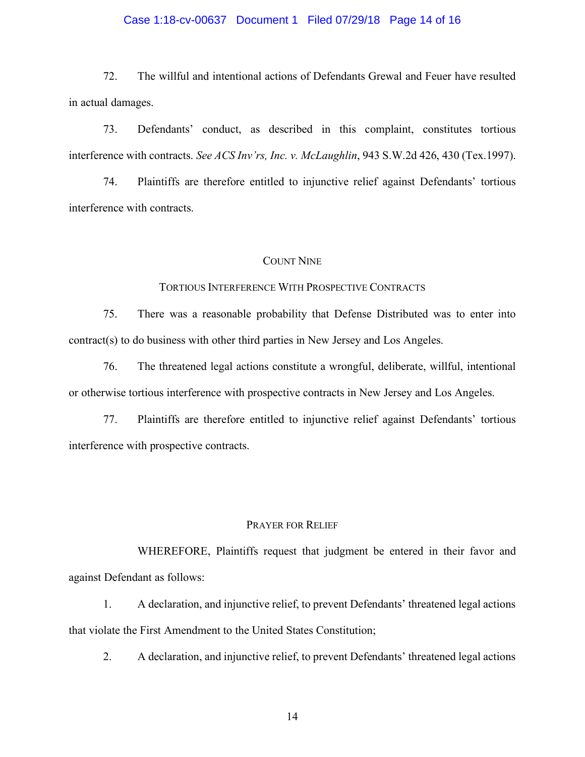72. The willful and intentional actions of Defendants Grewal and Feuer have resulted in actual damages.

73. Defendants' conduct, as described in this complaint, constitutes tortious interference with contracts. *See ACS Inv'rs, Inc. v. McLaughlin*, 943 S.W.2d 426, 430 (Tex.1997).

74. Plaintiffs are therefore entitled to injunctive relief against Defendants' tortious interference with contracts.

## COUNT NINE

## TORTIOUS INTERFERENCE WITH PROSPECTIVE CONTRACTS

75. There was a reasonable probability that Defense Distributed was to enter into contract(s) to do business with other third parties in New Jersey and Los Angeles.

76. The threatened legal actions constitute a wrongful, deliberate, willful, intentional or otherwise tortious interference with prospective contracts in New Jersey and Los Angeles.

77. Plaintiffs are therefore entitled to injunctive relief against Defendants' tortious interference with prospective contracts.

## PRAYER FOR RELIEF

WHEREFORE, Plaintiffs request that judgment be entered in their favor and against Defendant as follows:

1. A declaration, and injunctive relief, to prevent Defendants' threatened legal actions that violate the First Amendment to the United States Constitution;

2. A declaration, and injunctive relief, to prevent Defendants' threatened legal actions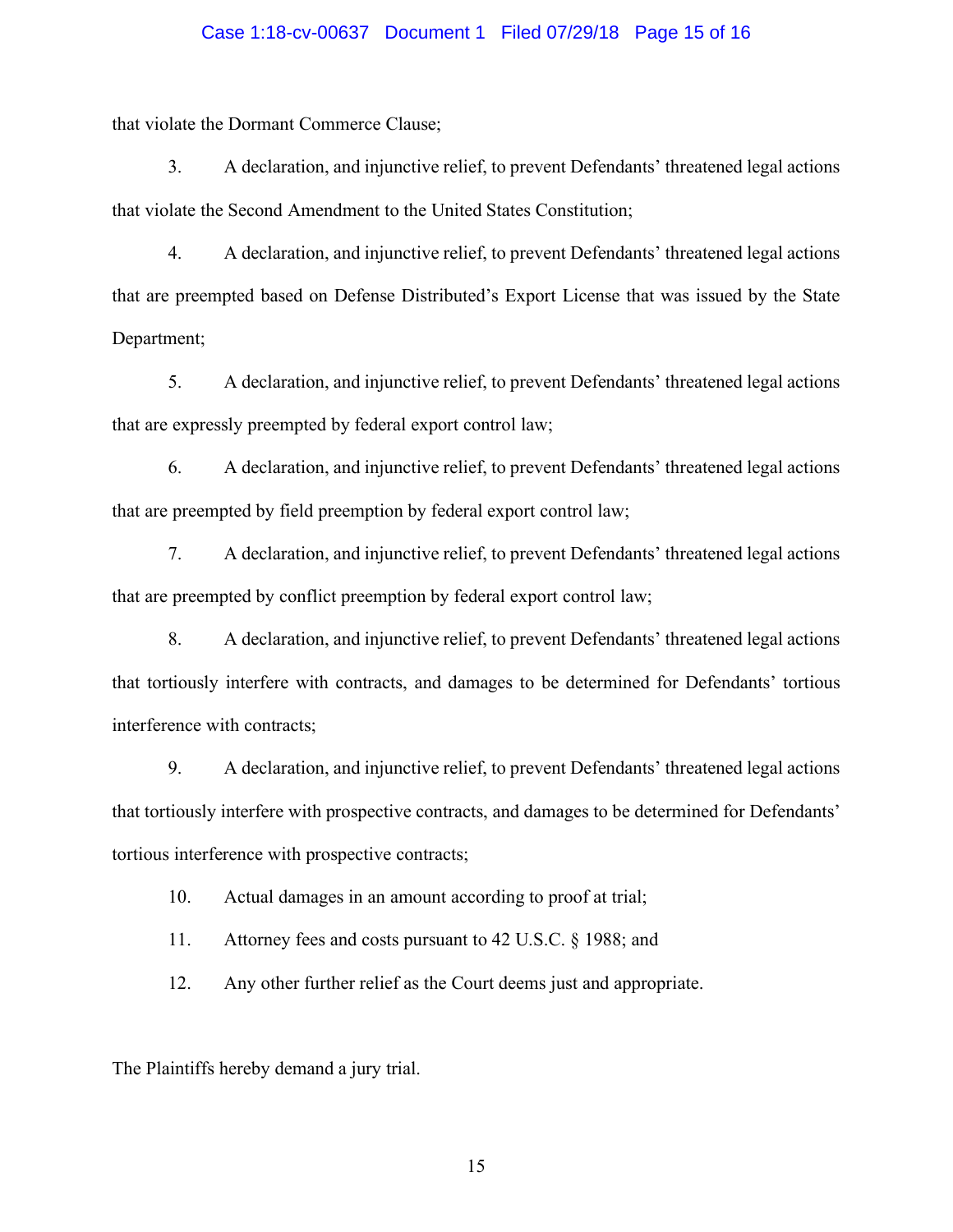that violate the Dormant Commerce Clause;

3. A declaration, and injunctive relief, to prevent Defendants' threatened legal actions that violate the Second Amendment to the United States Constitution;

4. A declaration, and injunctive relief, to prevent Defendants' threatened legal actions that are preempted based on Defense Distributed's Export License that was issued by the State Department;

5. A declaration, and injunctive relief, to prevent Defendants' threatened legal actions that are expressly preempted by federal export control law;

6. A declaration, and injunctive relief, to prevent Defendants' threatened legal actions that are preempted by field preemption by federal export control law;

7. A declaration, and injunctive relief, to prevent Defendants' threatened legal actions that are preempted by conflict preemption by federal export control law;

8. A declaration, and injunctive relief, to prevent Defendants' threatened legal actions that tortiously interfere with contracts, and damages to be determined for Defendants' tortious interference with contracts;

9. A declaration, and injunctive relief, to prevent Defendants' threatened legal actions that tortiously interfere with prospective contracts, and damages to be determined for Defendants' tortious interference with prospective contracts;

10. Actual damages in an amount according to proof at trial;

11. Attorney fees and costs pursuant to 42 U.S.C. § 1988; and

12. Any other further relief as the Court deems just and appropriate.

The Plaintiffs hereby demand a jury trial.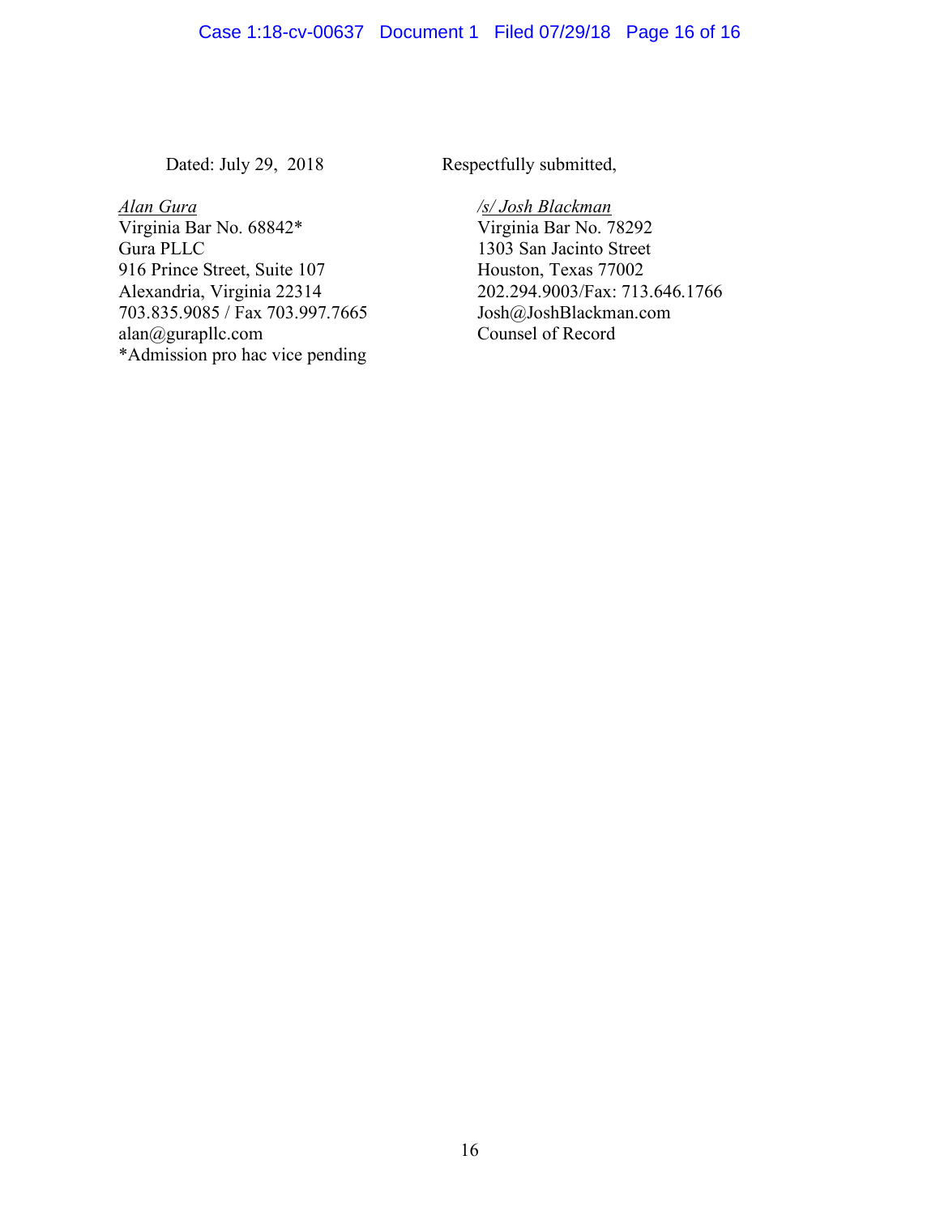Dated: July 29, 2018

Respectfully submitted,

*Alan Gura*
Virginia Bar No. 68842*
Gura PLLC
916 Prince Street, Suite 107
Alexandria, Virginia 22314
703.835.9085 / Fax 703.997.7665
alan@gurapllc.com
*Admission pro hac vice pending

*/s/ Josh Blackman*
Virginia Bar No. 78292
1303 San Jacinto Street
Houston, Texas 77002
202.294.9003/Fax: 713.646.1766
Josh@JoshBlackman.com
Counsel of Record